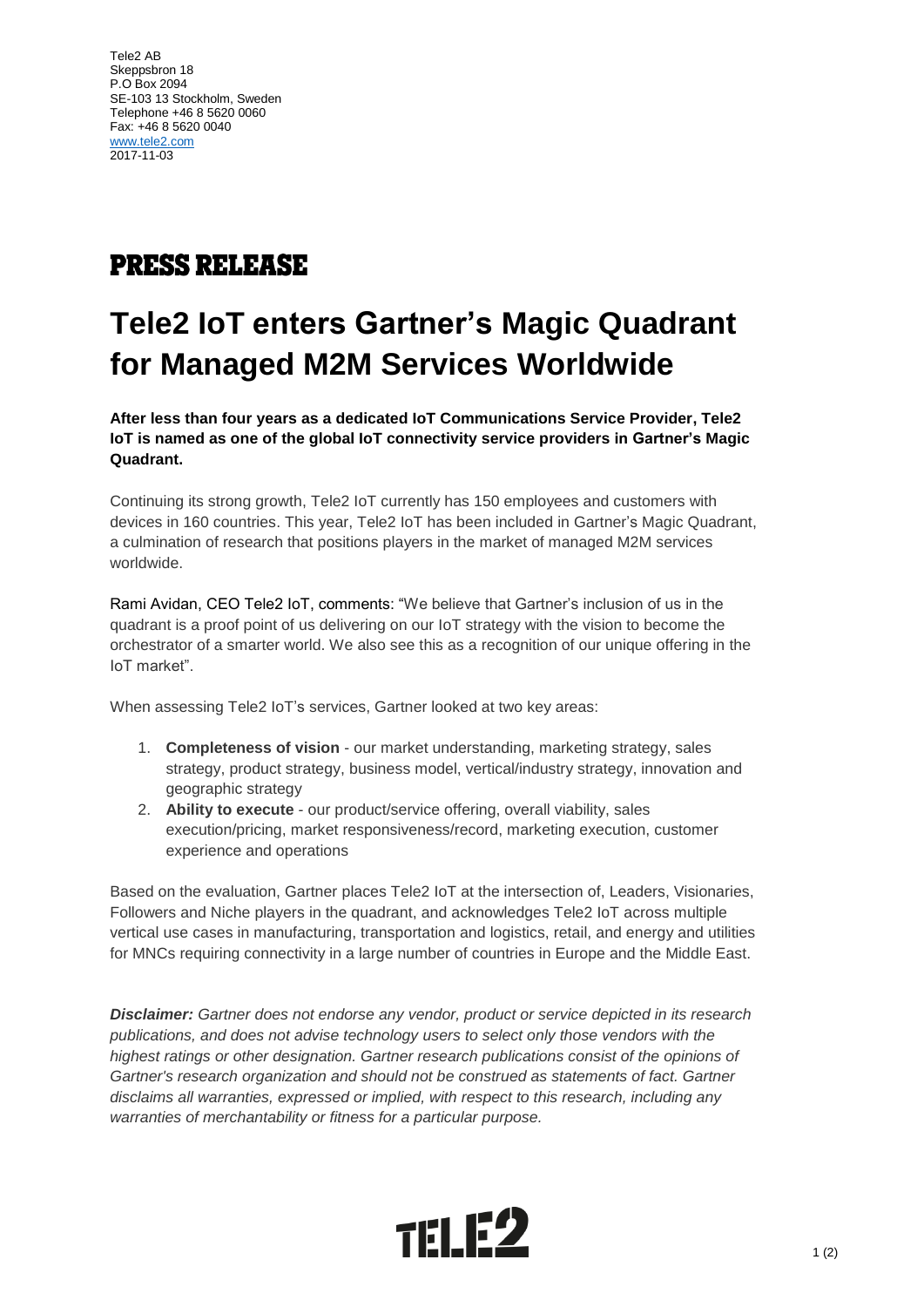Tele2 AB
Skeppsbron 18
P.O Box 2094
SE-103 13 Stockholm, Sweden
Telephone +46 8 5620 0060
Fax: +46 8 5620 0040
www.tele2.com
2017-11-03

## PRESS RELEASE

# Tele2 IoT enters Gartner's Magic Quadrant for Managed M2M Services Worldwide

**After less than four years as a dedicated IoT Communications Service Provider, Tele2 IoT is named as one of the global IoT connectivity service providers in Gartner's Magic Quadrant.**

Continuing its strong growth, Tele2 IoT currently has 150 employees and customers with devices in 160 countries. This year, Tele2 IoT has been included in Gartner's Magic Quadrant, a culmination of research that positions players in the market of managed M2M services worldwide.

Rami Avidan, CEO Tele2 IoT, comments: "We believe that Gartner's inclusion of us in the quadrant is a proof point of us delivering on our IoT strategy with the vision to become the orchestrator of a smarter world. We also see this as a recognition of our unique offering in the IoT market".

When assessing Tele2 IoT's services, Gartner looked at two key areas:

1. **Completeness of vision** - our market understanding, marketing strategy, sales strategy, product strategy, business model, vertical/industry strategy, innovation and geographic strategy
2. **Ability to execute** - our product/service offering, overall viability, sales execution/pricing, market responsiveness/record, marketing execution, customer experience and operations

Based on the evaluation, Gartner places Tele2 IoT at the intersection of, Leaders, Visionaries, Followers and Niche players in the quadrant, and acknowledges Tele2 IoT across multiple vertical use cases in manufacturing, transportation and logistics, retail, and energy and utilities for MNCs requiring connectivity in a large number of countries in Europe and the Middle East.

***Disclaimer:*** *Gartner does not endorse any vendor, product or service depicted in its research publications, and does not advise technology users to select only those vendors with the highest ratings or other designation. Gartner research publications consist of the opinions of Gartner's research organization and should not be construed as statements of fact. Gartner disclaims all warranties, expressed or implied, with respect to this research, including any warranties of merchantability or fitness for a particular purpose.*

TELE2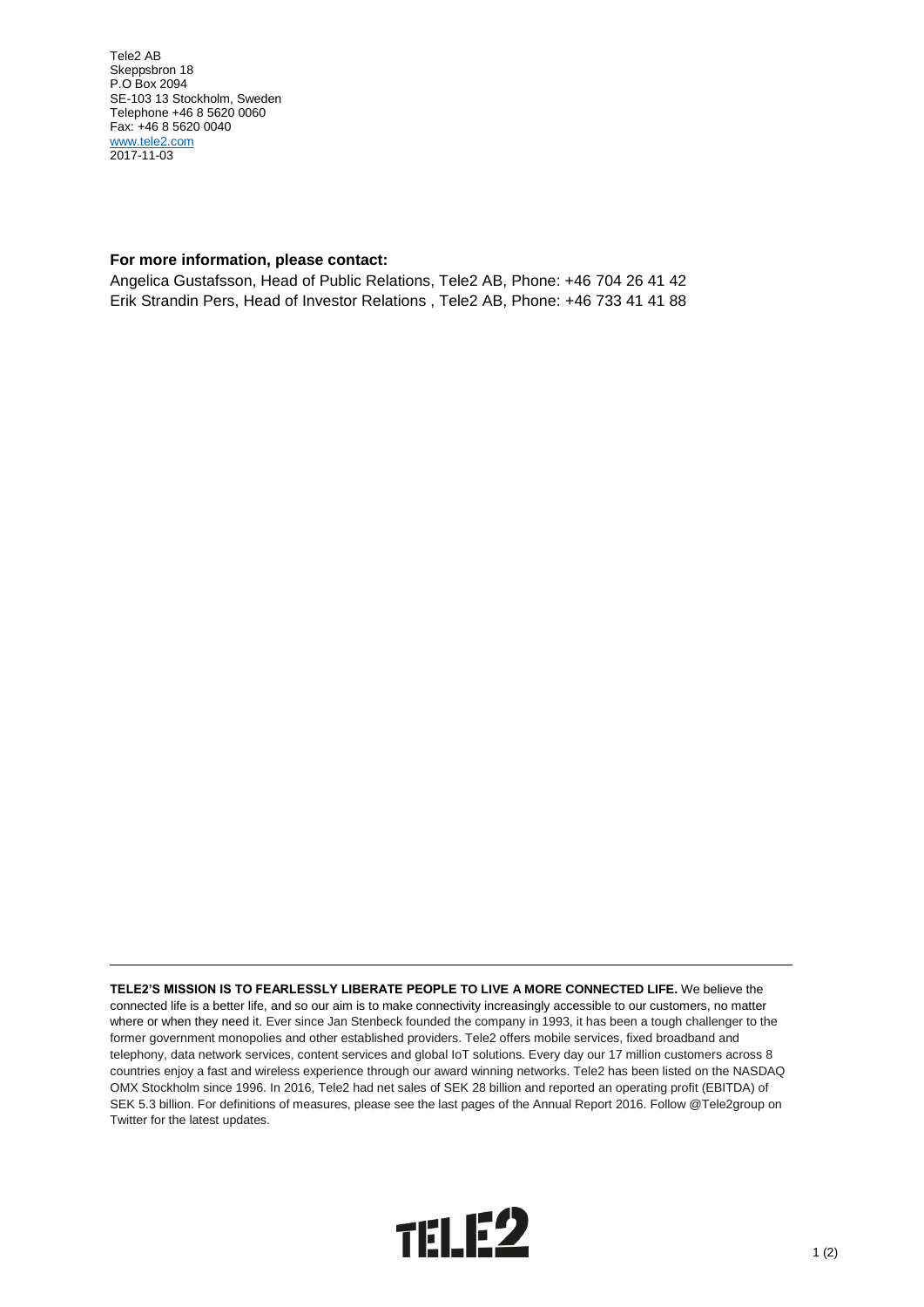Tele2 AB
Skeppsbron 18
P.O Box 2094
SE-103 13 Stockholm, Sweden
Telephone +46 8 5620 0060
Fax: +46 8 5620 0040
www.tele2.com
2017-11-03

**For more information, please contact:**

Angelica Gustafsson, Head of Public Relations, Tele2 AB, Phone: +46 704 26 41 42
Erik Strandin Pers, Head of Investor Relations , Tele2 AB, Phone: +46 733 41 41 88

---

**TELE2'S MISSION IS TO FEARLESSLY LIBERATE PEOPLE TO LIVE A MORE CONNECTED LIFE.** We believe the connected life is a better life, and so our aim is to make connectivity increasingly accessible to our customers, no matter where or when they need it. Ever since Jan Stenbeck founded the company in 1993, it has been a tough challenger to the former government monopolies and other established providers. Tele2 offers mobile services, fixed broadband and telephony, data network services, content services and global IoT solutions. Every day our 17 million customers across 8 countries enjoy a fast and wireless experience through our award winning networks. Tele2 has been listed on the NASDAQ OMX Stockholm since 1996. In 2016, Tele2 had net sales of SEK 28 billion and reported an operating profit (EBITDA) of SEK 5.3 billion. For definitions of measures, please see the last pages of the Annual Report 2016. Follow @Tele2group on Twitter for the latest updates.